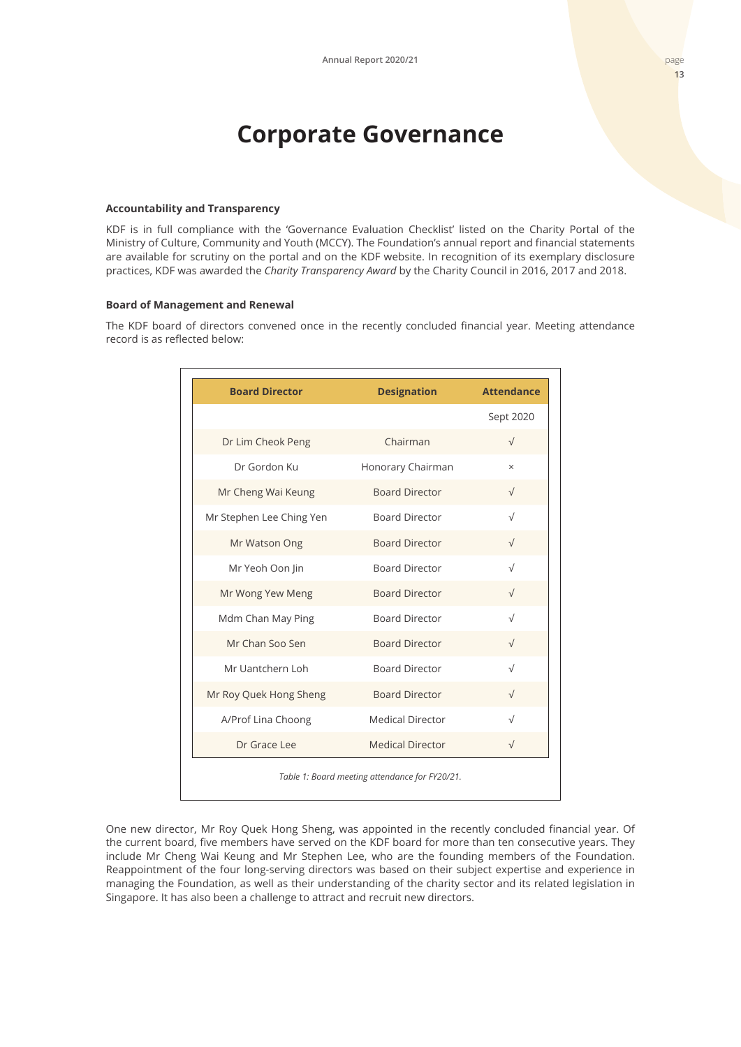# Corporate Governance

### Accountability and Transparency

KDF is in full compliance with the 'Governance Evaluation Checklist' listed on the Charity Portal of the Ministry of Culture, Community and Youth (MCCY). The Foundation's annual report and financial statements are available for scrutiny on the portal and on the KDF website. In recognition of its exemplary disclosure practices, KDF was awarded the *Charity Transparency Award* by the Charity Council in 2016, 2017 and 2018.

### Board of Management and Renewal

The KDF board of directors convened once in the recently concluded financial year. Meeting attendance record is as reflected below:

| Board Director | Designation | Attendance |
|---|---|---|
| | | Sept 2020 |
| Dr Lim Cheok Peng | Chairman | √ |
| Dr Gordon Ku | Honorary Chairman | × |
| Mr Cheng Wai Keung | Board Director | √ |
| Mr Stephen Lee Ching Yen | Board Director | √ |
| Mr Watson Ong | Board Director | √ |
| Mr Yeoh Oon Jin | Board Director | √ |
| Mr Wong Yew Meng | Board Director | √ |
| Mdm Chan May Ping | Board Director | √ |
| Mr Chan Soo Sen | Board Director | √ |
| Mr Uantchern Loh | Board Director | √ |
| Mr Roy Quek Hong Sheng | Board Director | √ |
| A/Prof Lina Choong | Medical Director | √ |
| Dr Grace Lee | Medical Director | √ |

*Table 1: Board meeting attendance for FY20/21.*

One new director, Mr Roy Quek Hong Sheng, was appointed in the recently concluded financial year. Of the current board, five members have served on the KDF board for more than ten consecutive years. They include Mr Cheng Wai Keung and Mr Stephen Lee, who are the founding members of the Foundation. Reappointment of the four long-serving directors was based on their subject expertise and experience in managing the Foundation, as well as their understanding of the charity sector and its related legislation in Singapore. It has also been a challenge to attract and recruit new directors.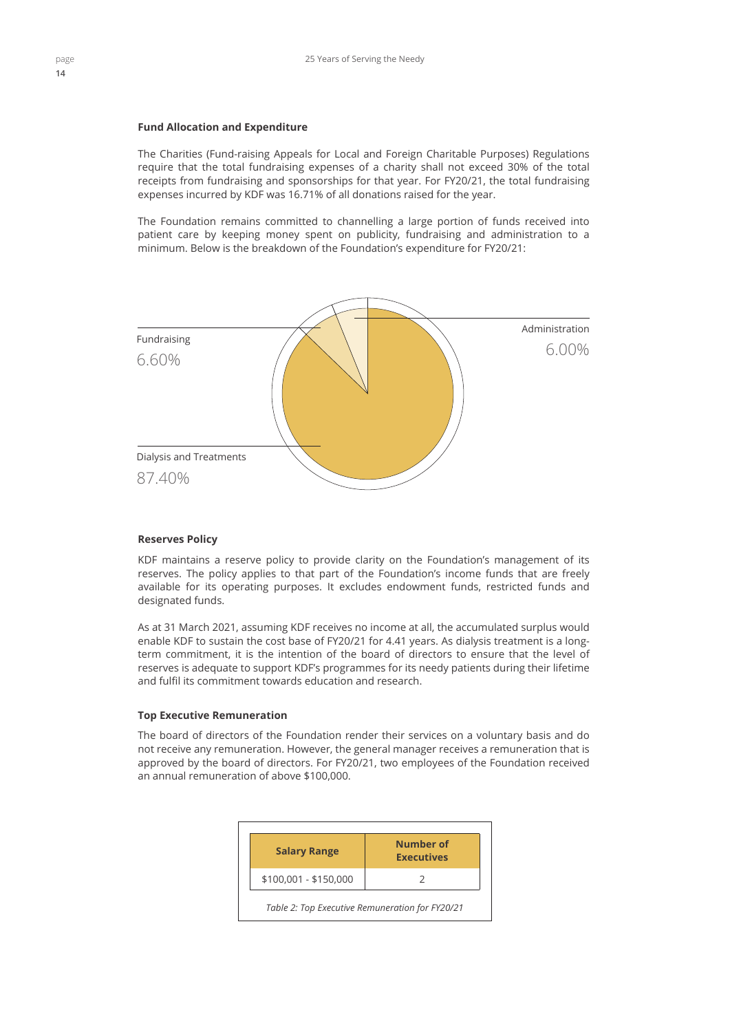**Fund Allocation and Expenditure**

The Charities (Fund-raising Appeals for Local and Foreign Charitable Purposes) Regulations require that the total fundraising expenses of a charity shall not exceed 30% of the total receipts from fundraising and sponsorships for that year. For FY20/21, the total fundraising expenses incurred by KDF was 16.71% of all donations raised for the year.

The Foundation remains committed to channelling a large portion of funds received into patient care by keeping money spent on publicity, fundraising and administration to a minimum. Below is the breakdown of the Foundation's expenditure for FY20/21:

Fundraising
6.60%

Administration
6.00%

Dialysis and Treatments
87.40%

**Reserves Policy**

KDF maintains a reserve policy to provide clarity on the Foundation's management of its reserves. The policy applies to that part of the Foundation's income funds that are freely available for its operating purposes. It excludes endowment funds, restricted funds and designated funds.

As at 31 March 2021, assuming KDF receives no income at all, the accumulated surplus would enable KDF to sustain the cost base of FY20/21 for 4.41 years. As dialysis treatment is a long-term commitment, it is the intention of the board of directors to ensure that the level of reserves is adequate to support KDF's programmes for its needy patients during their lifetime and fulfil its commitment towards education and research.

**Top Executive Remuneration**

The board of directors of the Foundation render their services on a voluntary basis and do not receive any remuneration. However, the general manager receives a remuneration that is approved by the board of directors. For FY20/21, two employees of the Foundation received an annual remuneration of above $100,000.

| Salary Range | Number of Executives |
|---|---|
| $100,001 - $150,000 | 2 |

*Table 2: Top Executive Remuneration for FY20/21*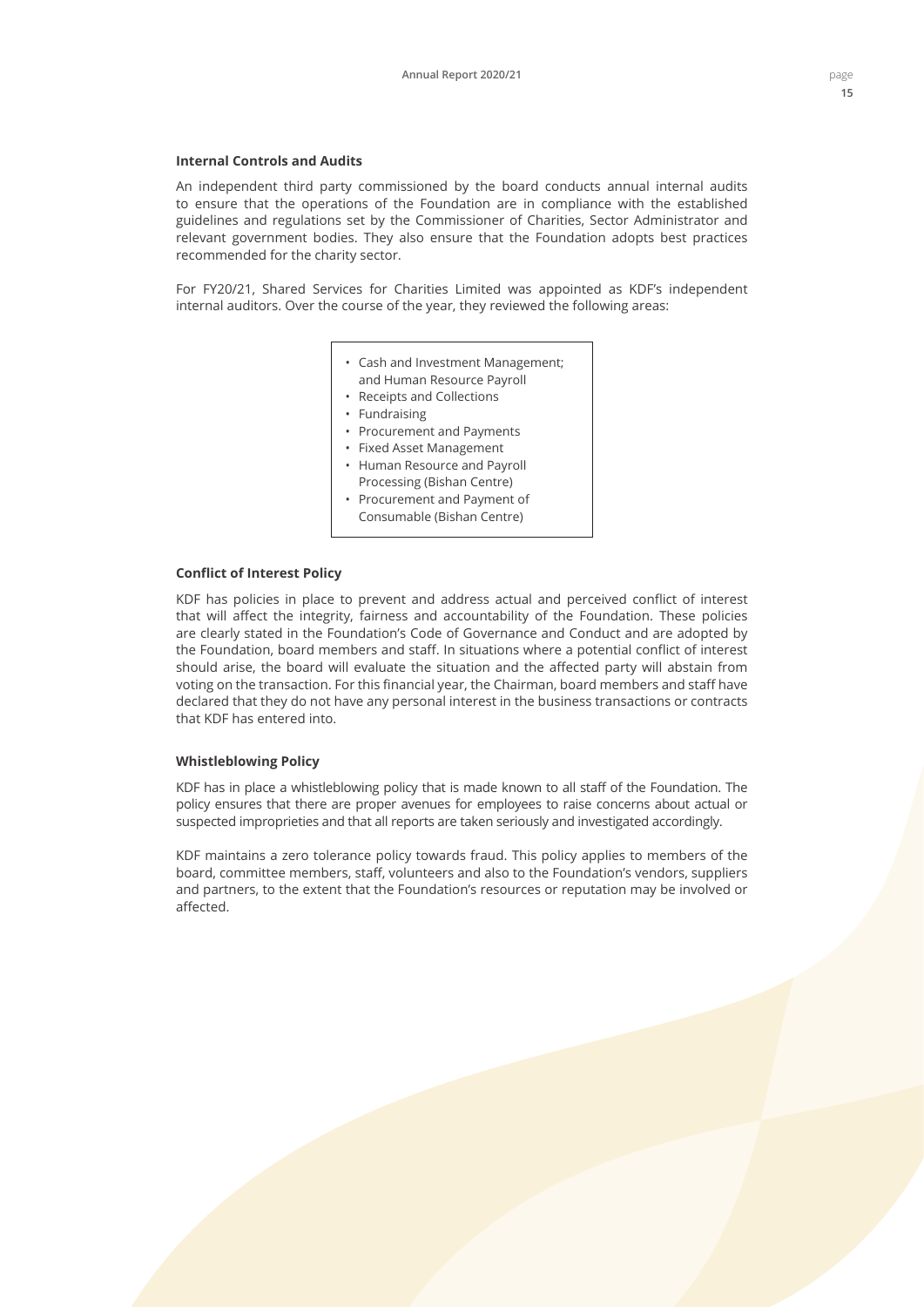### Internal Controls and Audits

An independent third party commissioned by the board conducts annual internal audits to ensure that the operations of the Foundation are in compliance with the established guidelines and regulations set by the Commissioner of Charities, Sector Administrator and relevant government bodies. They also ensure that the Foundation adopts best practices recommended for the charity sector.

For FY20/21, Shared Services for Charities Limited was appointed as KDF's independent internal auditors. Over the course of the year, they reviewed the following areas:

- Cash and Investment Management; and Human Resource Payroll
- Receipts and Collections
- Fundraising
- Procurement and Payments
- Fixed Asset Management
- Human Resource and Payroll Processing (Bishan Centre)
- Procurement and Payment of Consumable (Bishan Centre)

### Conflict of Interest Policy

KDF has policies in place to prevent and address actual and perceived conflict of interest that will affect the integrity, fairness and accountability of the Foundation. These policies are clearly stated in the Foundation's Code of Governance and Conduct and are adopted by the Foundation, board members and staff. In situations where a potential conflict of interest should arise, the board will evaluate the situation and the affected party will abstain from voting on the transaction. For this financial year, the Chairman, board members and staff have declared that they do not have any personal interest in the business transactions or contracts that KDF has entered into.

### Whistleblowing Policy

KDF has in place a whistleblowing policy that is made known to all staff of the Foundation. The policy ensures that there are proper avenues for employees to raise concerns about actual or suspected improprieties and that all reports are taken seriously and investigated accordingly.

KDF maintains a zero tolerance policy towards fraud. This policy applies to members of the board, committee members, staff, volunteers and also to the Foundation's vendors, suppliers and partners, to the extent that the Foundation's resources or reputation may be involved or affected.